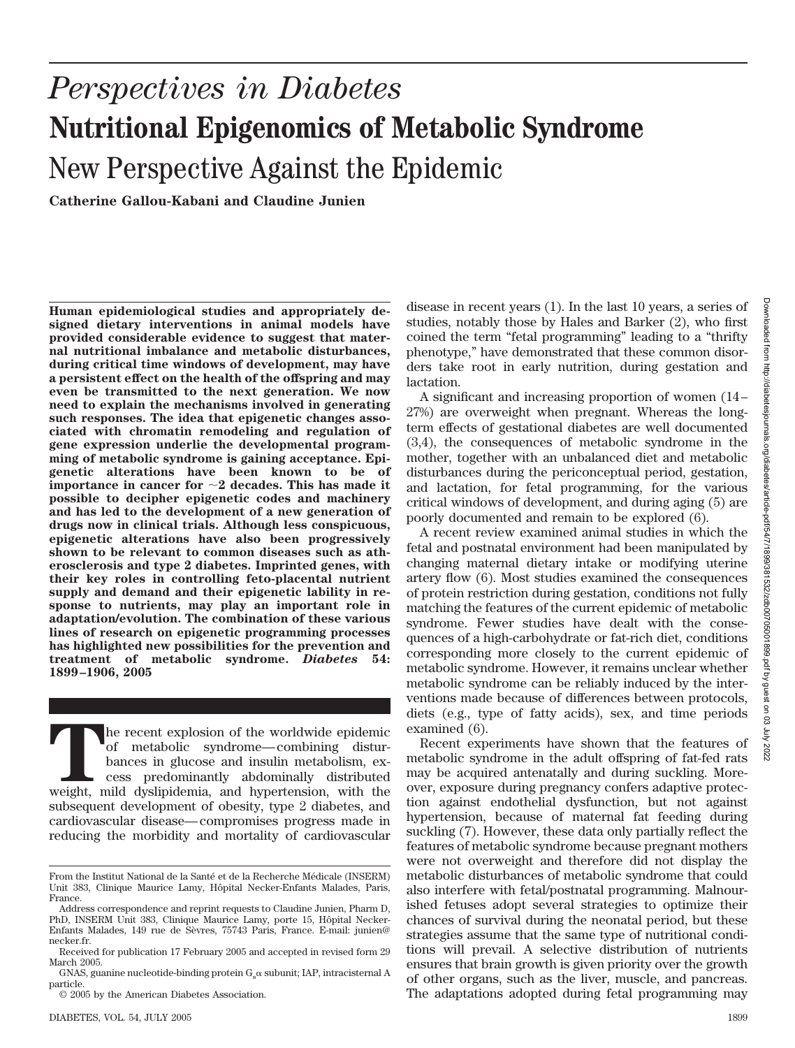# *Perspectives in Diabetes*

# Nutritional Epigenomics of Metabolic Syndrome

## New Perspective Against the Epidemic

**Catherine Gallou-Kabani and Claudine Junien**

**Human epidemiological studies and appropriately designed dietary interventions in animal models have provided considerable evidence to suggest that maternal nutritional imbalance and metabolic disturbances, during critical time windows of development, may have a persistent effect on the health of the offspring and may even be transmitted to the next generation. We now need to explain the mechanisms involved in generating such responses. The idea that epigenetic changes associated with chromatin remodeling and regulation of gene expression underlie the developmental programming of metabolic syndrome is gaining acceptance. Epigenetic alterations have been known to be of importance in cancer for ~2 decades. This has made it possible to decipher epigenetic codes and machinery and has led to the development of a new generation of drugs now in clinical trials. Although less conspicuous, epigenetic alterations have also been progressively shown to be relevant to common diseases such as atherosclerosis and type 2 diabetes. Imprinted genes, with their key roles in controlling feto-placental nutrient supply and demand and their epigenetic lability in response to nutrients, may play an important role in adaptation/evolution. The combination of these various lines of research on epigenetic programming processes has highlighted new possibilities for the prevention and treatment of metabolic syndrome. *Diabetes* 54: 1899–1906, 2005**

The recent explosion of the worldwide epidemic of metabolic syndrome—combining disturbances in glucose and insulin metabolism, excess predominantly abdominally distributed weight, mild dyslipidemia, and hypertension, with the subsequent development of obesity, type 2 diabetes, and cardiovascular disease—compromises progress made in reducing the morbidity and mortality of cardiovascular disease in recent years (1). In the last 10 years, a series of studies, notably those by Hales and Barker (2), who first coined the term "fetal programming" leading to a "thrifty phenotype," have demonstrated that these common disorders take root in early nutrition, during gestation and lactation.

A significant and increasing proportion of women (14–27%) are overweight when pregnant. Whereas the long-term effects of gestational diabetes are well documented (3,4), the consequences of metabolic syndrome in the mother, together with an unbalanced diet and metabolic disturbances during the periconceptual period, gestation, and lactation, for fetal programming, for the various critical windows of development, and during aging (5) are poorly documented and remain to be explored (6).

A recent review examined animal studies in which the fetal and postnatal environment had been manipulated by changing maternal dietary intake or modifying uterine artery flow (6). Most studies examined the consequences of protein restriction during gestation, conditions not fully matching the features of the current epidemic of metabolic syndrome. Fewer studies have dealt with the consequences of a high-carbohydrate or fat-rich diet, conditions corresponding more closely to the current epidemic of metabolic syndrome. However, it remains unclear whether metabolic syndrome can be reliably induced by the interventions made because of differences between protocols, diets (e.g., type of fatty acids), sex, and time periods examined (6).

Recent experiments have shown that the features of metabolic syndrome in the adult offspring of fat-fed rats may be acquired antenatally and during suckling. Moreover, exposure during pregnancy confers adaptive protection against endothelial dysfunction, but not against hypertension, because of maternal fat feeding during suckling (7). However, these data only partially reflect the features of metabolic syndrome because pregnant mothers were not overweight and therefore did not display the metabolic disturbances of metabolic syndrome that could also interfere with fetal/postnatal programming. Malnourished fetuses adopt several strategies to optimize their chances of survival during the neonatal period, but these strategies assume that the same type of nutritional conditions will prevail. A selective distribution of nutrients ensures that brain growth is given priority over the growth of other organs, such as the liver, muscle, and pancreas. The adaptations adopted during fetal programming may

From the Institut National de la Santé et de la Recherche Médicale (INSERM) Unit 383, Clinique Maurice Lamy, Hôpital Necker-Enfants Malades, Paris, France.

Address correspondence and reprint requests to Claudine Junien, Pharm D, PhD, INSERM Unit 383, Clinique Maurice Lamy, porte 15, Hôpital Necker-Enfants Malades, 149 rue de Sèvres, 75743 Paris, France. E-mail: junien@necker.fr.

Received for publication 17 February 2005 and accepted in revised form 29 March 2005.

GNAS, guanine nucleotide-binding protein $G_s\alpha$ subunit; IAP, intracisternal A particle.

© 2005 by the American Diabetes Association.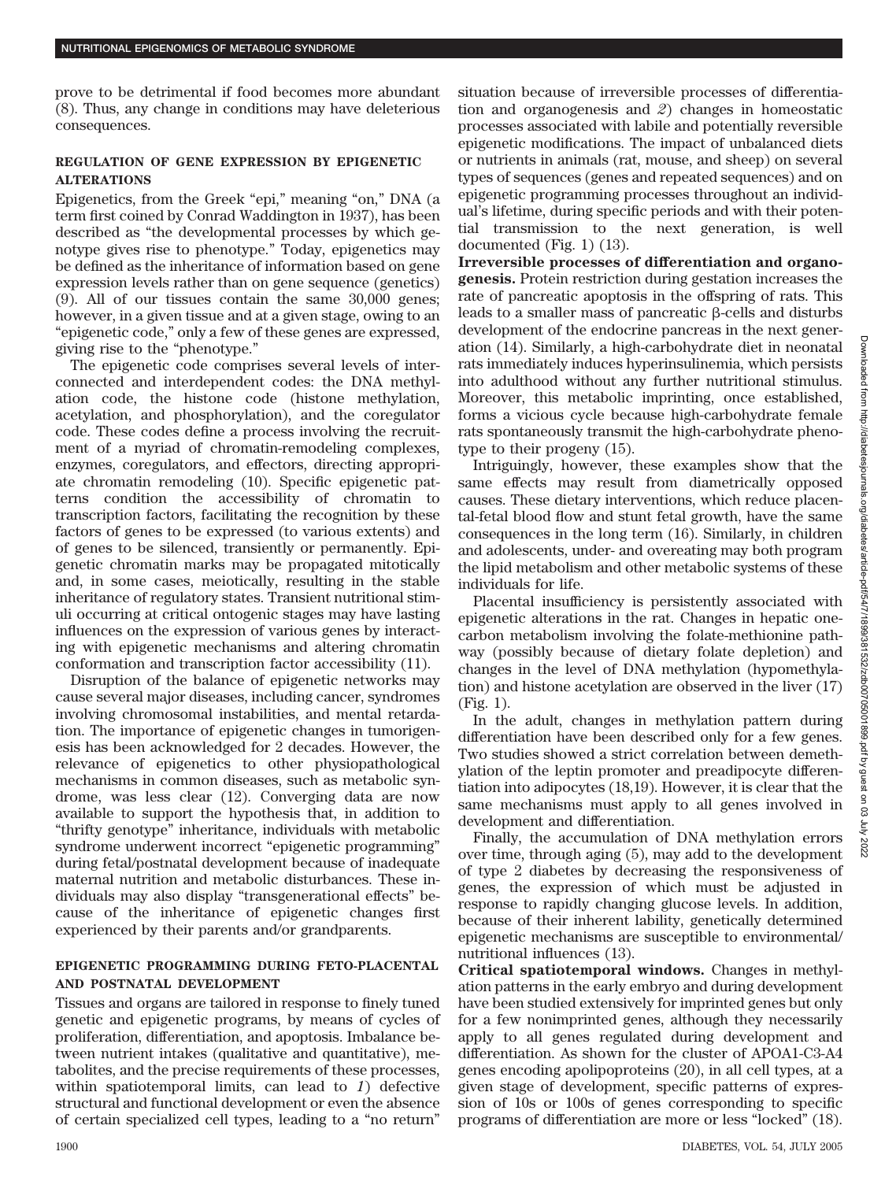prove to be detrimental if food becomes more abundant (8). Thus, any change in conditions may have deleterious consequences.

## REGULATION OF GENE EXPRESSION BY EPIGENETIC ALTERATIONS

Epigenetics, from the Greek "epi," meaning "on," DNA (a term first coined by Conrad Waddington in 1937), has been described as "the developmental processes by which genotype gives rise to phenotype." Today, epigenetics may be defined as the inheritance of information based on gene expression levels rather than on gene sequence (genetics) (9). All of our tissues contain the same 30,000 genes; however, in a given tissue and at a given stage, owing to an "epigenetic code," only a few of these genes are expressed, giving rise to the "phenotype."

The epigenetic code comprises several levels of interconnected and interdependent codes: the DNA methylation code, the histone code (histone methylation, acetylation, and phosphorylation), and the coregulator code. These codes define a process involving the recruitment of a myriad of chromatin-remodeling complexes, enzymes, coregulators, and effectors, directing appropriate chromatin remodeling (10). Specific epigenetic patterns condition the accessibility of chromatin to transcription factors, facilitating the recognition by these factors of genes to be expressed (to various extents) and of genes to be silenced, transiently or permanently. Epigenetic chromatin marks may be propagated mitotically and, in some cases, meiotically, resulting in the stable inheritance of regulatory states. Transient nutritional stimuli occurring at critical ontogenic stages may have lasting influences on the expression of various genes by interacting with epigenetic mechanisms and altering chromatin conformation and transcription factor accessibility (11).

Disruption of the balance of epigenetic networks may cause several major diseases, including cancer, syndromes involving chromosomal instabilities, and mental retardation. The importance of epigenetic changes in tumorigenesis has been acknowledged for 2 decades. However, the relevance of epigenetics to other physiopathological mechanisms in common diseases, such as metabolic syndrome, was less clear (12). Converging data are now available to support the hypothesis that, in addition to "thrifty genotype" inheritance, individuals with metabolic syndrome underwent incorrect "epigenetic programming" during fetal/postnatal development because of inadequate maternal nutrition and metabolic disturbances. These individuals may also display "transgenerational effects" because of the inheritance of epigenetic changes first experienced by their parents and/or grandparents.

## EPIGENETIC PROGRAMMING DURING FETO-PLACENTAL AND POSTNATAL DEVELOPMENT

Tissues and organs are tailored in response to finely tuned genetic and epigenetic programs, by means of cycles of proliferation, differentiation, and apoptosis. Imbalance between nutrient intakes (qualitative and quantitative), metabolites, and the precise requirements of these processes, within spatiotemporal limits, can lead to *1*) defective structural and functional development or even the absence of certain specialized cell types, leading to a "no return" situation because of irreversible processes of differentiation and organogenesis and *2*) changes in homeostatic processes associated with labile and potentially reversible epigenetic modifications. The impact of unbalanced diets or nutrients in animals (rat, mouse, and sheep) on several types of sequences (genes and repeated sequences) and on epigenetic programming processes throughout an individual's lifetime, during specific periods and with their potential transmission to the next generation, is well documented (Fig. 1) (13).

**Irreversible processes of differentiation and organogenesis.** Protein restriction during gestation increases the rate of pancreatic apoptosis in the offspring of rats. This leads to a smaller mass of pancreatic β-cells and disturbs development of the endocrine pancreas in the next generation (14). Similarly, a high-carbohydrate diet in neonatal rats immediately induces hyperinsulinemia, which persists into adulthood without any further nutritional stimulus. Moreover, this metabolic imprinting, once established, forms a vicious cycle because high-carbohydrate female rats spontaneously transmit the high-carbohydrate phenotype to their progeny (15).

Intriguingly, however, these examples show that the same effects may result from diametrically opposed causes. These dietary interventions, which reduce placental-fetal blood flow and stunt fetal growth, have the same consequences in the long term (16). Similarly, in children and adolescents, under- and overeating may both program the lipid metabolism and other metabolic systems of these individuals for life.

Placental insufficiency is persistently associated with epigenetic alterations in the rat. Changes in hepatic one-carbon metabolism involving the folate-methionine pathway (possibly because of dietary folate depletion) and changes in the level of DNA methylation (hypomethylation) and histone acetylation are observed in the liver (17) (Fig. 1).

In the adult, changes in methylation pattern during differentiation have been described only for a few genes. Two studies showed a strict correlation between demethylation of the leptin promoter and preadipocyte differentiation into adipocytes (18,19). However, it is clear that the same mechanisms must apply to all genes involved in development and differentiation.

Finally, the accumulation of DNA methylation errors over time, through aging (5), may add to the development of type 2 diabetes by decreasing the responsiveness of genes, the expression of which must be adjusted in response to rapidly changing glucose levels. In addition, because of their inherent lability, genetically determined epigenetic mechanisms are susceptible to environmental/nutritional influences (13).

**Critical spatiotemporal windows.** Changes in methylation patterns in the early embryo and during development have been studied extensively for imprinted genes but only for a few nonimprinted genes, although they necessarily apply to all genes regulated during development and differentiation. As shown for the cluster of APOA1-C3-A4 genes encoding apolipoproteins (20), in all cell types, at a given stage of development, specific patterns of expression of 10s or 100s of genes corresponding to specific programs of differentiation are more or less "locked" (18).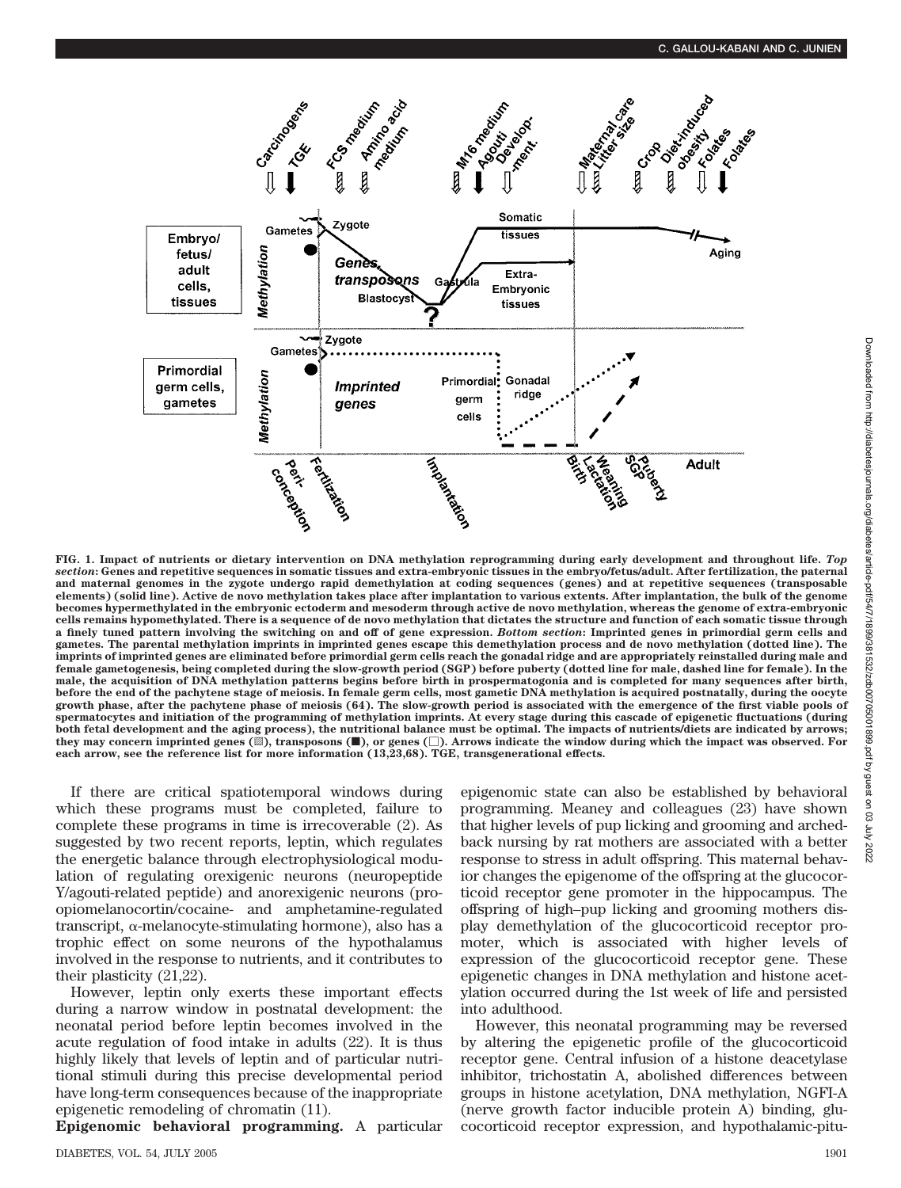Carcinogens
TGE
FCS medium
Amino acid medium
M16 medium
Agouti
Development
Maternal care
Litter size
Crop
Diet-induced obesity
Folates
Folates

Embryo/ fetus/ adult cells, tissues

Methylation

Gametes
Zygote
Genes, transposons
Blastocyst
?
Gastrula
Somatic tissues
Extra-Embryonic tissues
Aging

Primordial germ cells, gametes

Methylation

Zygote
Gametes
Imprinted genes
Primordial germ cells
Gonadal ridge

Peri-conception
Fertilization
Implantation
Birth
Lactation
Weaning
Puberty SGP
Adult

**FIG. 1. Impact of nutrients or dietary intervention on DNA methylation reprogramming during early development and throughout life.** ***Top section*: Genes and repetitive sequences in somatic tissues and extra-embryonic tissues in the embryo/fetus/adult. After fertilization, the paternal and maternal genomes in the zygote undergo rapid demethylation at coding sequences (genes) and at repetitive sequences (transposable elements) (solid line). Active de novo methylation takes place after implantation to various extents. After implantation, the bulk of the genome becomes hypermethylated in the embryonic ectoderm and mesoderm through active de novo methylation, whereas the genome of extra-embryonic cells remains hypomethylated. There is a sequence of de novo methylation that dictates the structure and function of each somatic tissue through a finely tuned pattern involving the switching on and off of gene expression. *Bottom section*: Imprinted genes in primordial germ cells and gametes. The parental methylation imprints in imprinted genes escape this demethylation process and de novo methylation (dotted line). The imprints of imprinted genes are eliminated before primordial germ cells reach the gonadal ridge and are appropriately reinstalled during male and female gametogenesis, being completed during the slow-growth period (SGP) before puberty (dotted line for male, dashed line for female). In the male, the acquisition of DNA methylation patterns begins before birth in prospermatogonia and is completed for many sequences after birth, before the end of the pachytene stage of meiosis. In female germ cells, most gametic DNA methylation is acquired postnatally, during the oocyte growth phase, after the pachytene phase of meiosis (64). The slow-growth period is associated with the emergence of the first viable pools of spermatocytes and initiation of the programming of methylation imprints. At every stage during this cascade of epigenetic fluctuations (during both fetal development and the aging process), the nutritional balance must be optimal. The impacts of nutrients/diets are indicated by arrows; they may concern imprinted genes (▨), transposons (■), or genes (□). Arrows indicate the window during which the impact was observed. For each arrow, see the reference list for more information (13,23,68). TGE, transgenerational effects.***

If there are critical spatiotemporal windows during which these programs must be completed, failure to complete these programs in time is irrecoverable (2). As suggested by two recent reports, leptin, which regulates the energetic balance through electrophysiological modulation of regulating orexigenic neurons (neuropeptide Y/agouti-related peptide) and anorexigenic neurons (pro-opiomelanocortin/cocaine- and amphetamine-regulated transcript, α-melanocyte-stimulating hormone), also has a trophic effect on some neurons of the hypothalamus involved in the response to nutrients, and it contributes to their plasticity (21,22).

However, leptin only exerts these important effects during a narrow window in postnatal development: the neonatal period before leptin becomes involved in the acute regulation of food intake in adults (22). It is thus highly likely that levels of leptin and of particular nutritional stimuli during this precise developmental period have long-term consequences because of the inappropriate epigenetic remodeling of chromatin (11).

**Epigenomic behavioral programming.** A particular epigenomic state can also be established by behavioral programming. Meaney and colleagues (23) have shown that higher levels of pup licking and grooming and arched-back nursing by rat mothers are associated with a better response to stress in adult offspring. This maternal behavior changes the epigenome of the offspring at the glucocorticoid receptor gene promoter in the hippocampus. The offspring of high–pup licking and grooming mothers display demethylation of the glucocorticoid receptor promoter, which is associated with higher levels of expression of the glucocorticoid receptor gene. These epigenetic changes in DNA methylation and histone acetylation occurred during the 1st week of life and persisted into adulthood.

However, this neonatal programming may be reversed by altering the epigenetic profile of the glucocorticoid receptor gene. Central infusion of a histone deacetylase inhibitor, trichostatin A, abolished differences between groups in histone acetylation, DNA methylation, NGFI-A (nerve growth factor inducible protein A) binding, glucocorticoid receptor expression, and hypothalamic-pitu-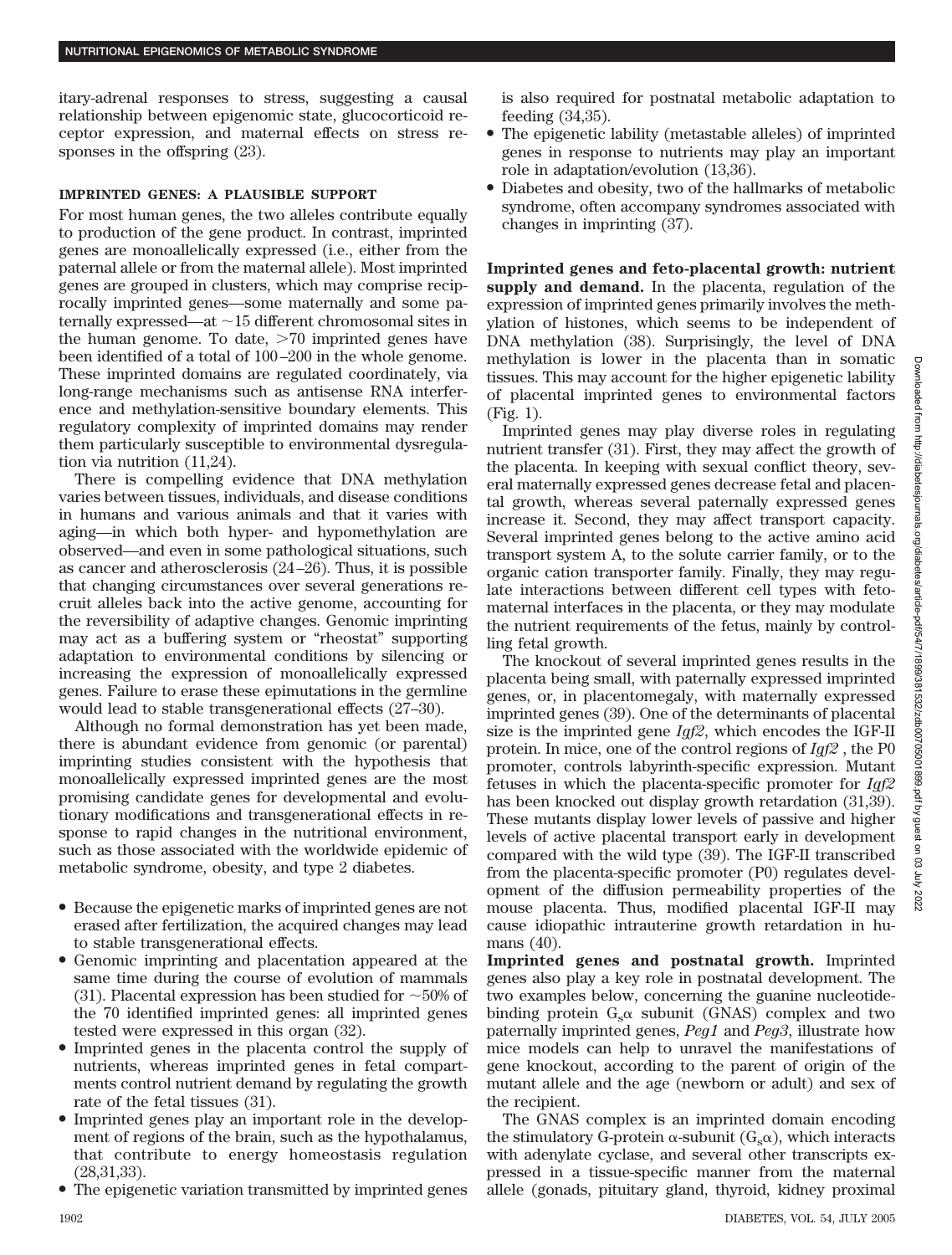itary-adrenal responses to stress, suggesting a causal relationship between epigenomic state, glucocorticoid receptor expression, and maternal effects on stress responses in the offspring (23).

## IMPRINTED GENES: A PLAUSIBLE SUPPORT

For most human genes, the two alleles contribute equally to production of the gene product. In contrast, imprinted genes are monoallelically expressed (i.e., either from the paternal allele or from the maternal allele). Most imprinted genes are grouped in clusters, which may comprise reciprocally imprinted genes—some maternally and some paternally expressed—at ~15 different chromosomal sites in the human genome. To date, >70 imprinted genes have been identified of a total of 100–200 in the whole genome. These imprinted domains are regulated coordinately, via long-range mechanisms such as antisense RNA interference and methylation-sensitive boundary elements. This regulatory complexity of imprinted domains may render them particularly susceptible to environmental dysregulation via nutrition (11,24).

There is compelling evidence that DNA methylation varies between tissues, individuals, and disease conditions in humans and various animals and that it varies with aging—in which both hyper- and hypomethylation are observed—and even in some pathological situations, such as cancer and atherosclerosis (24–26). Thus, it is possible that changing circumstances over several generations recruit alleles back into the active genome, accounting for the reversibility of adaptive changes. Genomic imprinting may act as a buffering system or "rheostat" supporting adaptation to environmental conditions by silencing or increasing the expression of monoallelically expressed genes. Failure to erase these epimutations in the germline would lead to stable transgenerational effects (27–30).

Although no formal demonstration has yet been made, there is abundant evidence from genomic (or parental) imprinting studies consistent with the hypothesis that monoallelically expressed imprinted genes are the most promising candidate genes for developmental and evolutionary modifications and transgenerational effects in response to rapid changes in the nutritional environment, such as those associated with the worldwide epidemic of metabolic syndrome, obesity, and type 2 diabetes.

- Because the epigenetic marks of imprinted genes are not erased after fertilization, the acquired changes may lead to stable transgenerational effects.
- Genomic imprinting and placentation appeared at the same time during the course of evolution of mammals (31). Placental expression has been studied for ~50% of the 70 identified imprinted genes: all imprinted genes tested were expressed in this organ (32).
- Imprinted genes in the placenta control the supply of nutrients, whereas imprinted genes in fetal compartments control nutrient demand by regulating the growth rate of the fetal tissues (31).
- Imprinted genes play an important role in the development of regions of the brain, such as the hypothalamus, that contribute to energy homeostasis regulation (28,31,33).
- The epigenetic variation transmitted by imprinted genes is also required for postnatal metabolic adaptation to feeding (34,35).
- The epigenetic lability (metastable alleles) of imprinted genes in response to nutrients may play an important role in adaptation/evolution (13,36).
- Diabetes and obesity, two of the hallmarks of metabolic syndrome, often accompany syndromes associated with changes in imprinting (37).

**Imprinted genes and feto-placental growth: nutrient supply and demand.** In the placenta, regulation of the expression of imprinted genes primarily involves the methylation of histones, which seems to be independent of DNA methylation (38). Surprisingly, the level of DNA methylation is lower in the placenta than in somatic tissues. This may account for the higher epigenetic lability of placental imprinted genes to environmental factors (Fig. 1).

Imprinted genes may play diverse roles in regulating nutrient transfer (31). First, they may affect the growth of the placenta. In keeping with sexual conflict theory, several maternally expressed genes decrease fetal and placental growth, whereas several paternally expressed genes increase it. Second, they may affect transport capacity. Several imprinted genes belong to the active amino acid transport system A, to the solute carrier family, or to the organic cation transporter family. Finally, they may regulate interactions between different cell types with feto-maternal interfaces in the placenta, or they may modulate the nutrient requirements of the fetus, mainly by controlling fetal growth.

The knockout of several imprinted genes results in the placenta being small, with paternally expressed imprinted genes, or, in placentomegaly, with maternally expressed imprinted genes (39). One of the determinants of placental size is the imprinted gene *Igf2*, which encodes the IGF-II protein. In mice, one of the control regions of *Igf2*, the P0 promoter, controls labyrinth-specific expression. Mutant fetuses in which the placenta-specific promoter for *Igf2* has been knocked out display growth retardation (31,39). These mutants display lower levels of passive and higher levels of active placental transport early in development compared with the wild type (39). The IGF-II transcribed from the placenta-specific promoter (P0) regulates development of the diffusion permeability properties of the mouse placenta. Thus, modified placental IGF-II may cause idiopathic intrauterine growth retardation in humans (40).

**Imprinted genes and postnatal growth.** Imprinted genes also play a key role in postnatal development. The two examples below, concerning the guanine nucleotide-binding protein $G_s\alpha$ subunit (GNAS) complex and two paternally imprinted genes, *Peg1* and *Peg3*, illustrate how mice models can help to unravel the manifestations of gene knockout, according to the parent of origin of the mutant allele and the age (newborn or adult) and sex of the recipient.

The GNAS complex is an imprinted domain encoding the stimulatory G-protein α-subunit ($G_s\alpha$), which interacts with adenylate cyclase, and several other transcripts expressed in a tissue-specific manner from the maternal allele (gonads, pituitary gland, thyroid, kidney proximal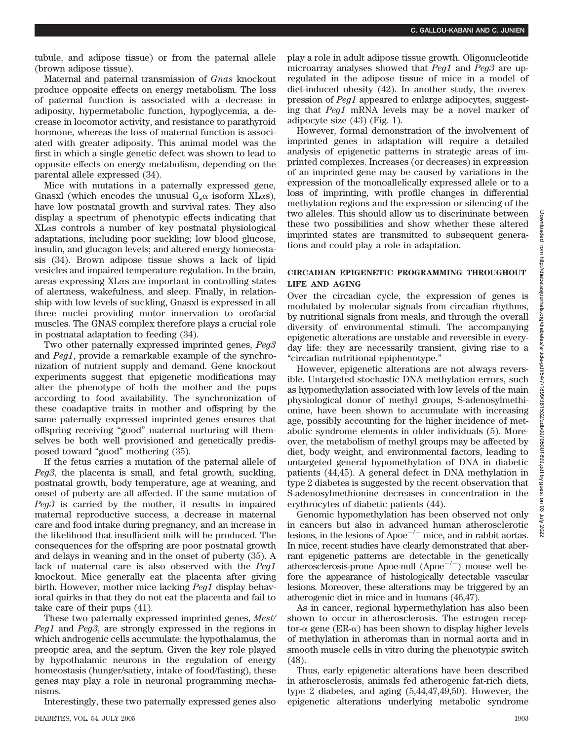tubule, and adipose tissue) or from the paternal allele (brown adipose tissue).

Maternal and paternal transmission of *Gnas* knockout produce opposite effects on energy metabolism. The loss of paternal function is associated with a decrease in adiposity, hypermetabolic function, hypoglycemia, a decrease in locomotor activity, and resistance to parathyroid hormone, whereas the loss of maternal function is associated with greater adiposity. This animal model was the first in which a single genetic defect was shown to lead to opposite effects on energy metabolism, depending on the parental allele expressed (34).

Mice with mutations in a paternally expressed gene, Gnasxl (which encodes the unusual $G_s\alpha$ isoform XLαs), have low postnatal growth and survival rates. They also display a spectrum of phenotypic effects indicating that XLαs controls a number of key postnatal physiological adaptations, including poor suckling; low blood glucose, insulin, and glucagon levels; and altered energy homeostasis (34). Brown adipose tissue shows a lack of lipid vesicles and impaired temperature regulation. In the brain, areas expressing XLαs are important in controlling states of alertness, wakefulness, and sleep. Finally, in relationship with low levels of suckling, Gnasxl is expressed in all three nuclei providing motor innervation to orofacial muscles. The GNAS complex therefore plays a crucial role in postnatal adaptation to feeding (34).

Two other paternally expressed imprinted genes, *Peg3* and *Peg1*, provide a remarkable example of the synchronization of nutrient supply and demand. Gene knockout experiments suggest that epigenetic modifications may alter the phenotype of both the mother and the pups according to food availability. The synchronization of these coadaptive traits in mother and offspring by the same paternally expressed imprinted genes ensures that offspring receiving "good" maternal nurturing will themselves be both well provisioned and genetically predisposed toward "good" mothering (35).

If the fetus carries a mutation of the paternal allele of *Peg3*, the placenta is small, and fetal growth, suckling, postnatal growth, body temperature, age at weaning, and onset of puberty are all affected. If the same mutation of *Peg3* is carried by the mother, it results in impaired maternal reproductive success, a decrease in maternal care and food intake during pregnancy, and an increase in the likelihood that insufficient milk will be produced. The consequences for the offspring are poor postnatal growth and delays in weaning and in the onset of puberty (35). A lack of maternal care is also observed with the *Peg1* knockout. Mice generally eat the placenta after giving birth. However, mother mice lacking *Peg1* display behavioral quirks in that they do not eat the placenta and fail to take care of their pups (41).

These two paternally expressed imprinted genes, *Mest/Peg1* and *Peg3*, are strongly expressed in the regions in which androgenic cells accumulate: the hypothalamus, the preoptic area, and the septum. Given the key role played by hypothalamic neurons in the regulation of energy homeostasis (hunger/satiety, intake of food/fasting), these genes may play a role in neuronal programming mechanisms.

Interestingly, these two paternally expressed genes also play a role in adult adipose tissue growth. Oligonucleotide microarray analyses showed that *Peg1* and *Peg3* are upregulated in the adipose tissue of mice in a model of diet-induced obesity (42). In another study, the overexpression of *Peg1* appeared to enlarge adipocytes, suggesting that *Peg1* mRNA levels may be a novel marker of adipocyte size (43) (Fig. 1).

However, formal demonstration of the involvement of imprinted genes in adaptation will require a detailed analysis of epigenetic patterns in strategic areas of imprinted complexes. Increases (or decreases) in expression of an imprinted gene may be caused by variations in the expression of the monoallelically expressed allele or to a loss of imprinting, with profile changes in differential methylation regions and the expression or silencing of the two alleles. This should allow us to discriminate between these two possibilities and show whether these altered imprinted states are transmitted to subsequent generations and could play a role in adaptation.

## CIRCADIAN EPIGENETIC PROGRAMMING THROUGHOUT LIFE AND AGING

Over the circadian cycle, the expression of genes is modulated by molecular signals from circadian rhythms, by nutritional signals from meals, and through the overall diversity of environmental stimuli. The accompanying epigenetic alterations are unstable and reversible in everyday life: they are necessarily transient, giving rise to a "circadian nutritional epiphenotype."

However, epigenetic alterations are not always reversible. Untargeted stochastic DNA methylation errors, such as hypomethylation associated with low levels of the main physiological donor of methyl groups, S-adenosylmethionine, have been shown to accumulate with increasing age, possibly accounting for the higher incidence of metabolic syndrome elements in older individuals (5). Moreover, the metabolism of methyl groups may be affected by diet, body weight, and environmental factors, leading to untargeted general hypomethylation of DNA in diabetic patients (44,45). A general defect in DNA methylation in type 2 diabetes is suggested by the recent observation that S-adenosylmethionine decreases in concentration in the erythrocytes of diabetic patients (44).

Genomic hypomethylation has been observed not only in cancers but also in advanced human atherosclerotic lesions, in the lesions of $Apoe^{-/-}$ mice, and in rabbit aortas. In mice, recent studies have clearly demonstrated that aberrant epigenetic patterns are detectable in the genetically atherosclerosis-prone Apoe-null ($Apoe^{-/-}$) mouse well before the appearance of histologically detectable vascular lesions. Moreover, these alterations may be triggered by an atherogenic diet in mice and in humans (46,47).

As in cancer, regional hypermethylation has also been shown to occur in atherosclerosis. The estrogen receptor-α gene (ER-α) has been shown to display higher levels of methylation in atheromas than in normal aorta and in smooth muscle cells in vitro during the phenotypic switch (48).

Thus, early epigenetic alterations have been described in atherosclerosis, animals fed atherogenic fat-rich diets, type 2 diabetes, and aging (5,44,47,49,50). However, the epigenetic alterations underlying metabolic syndrome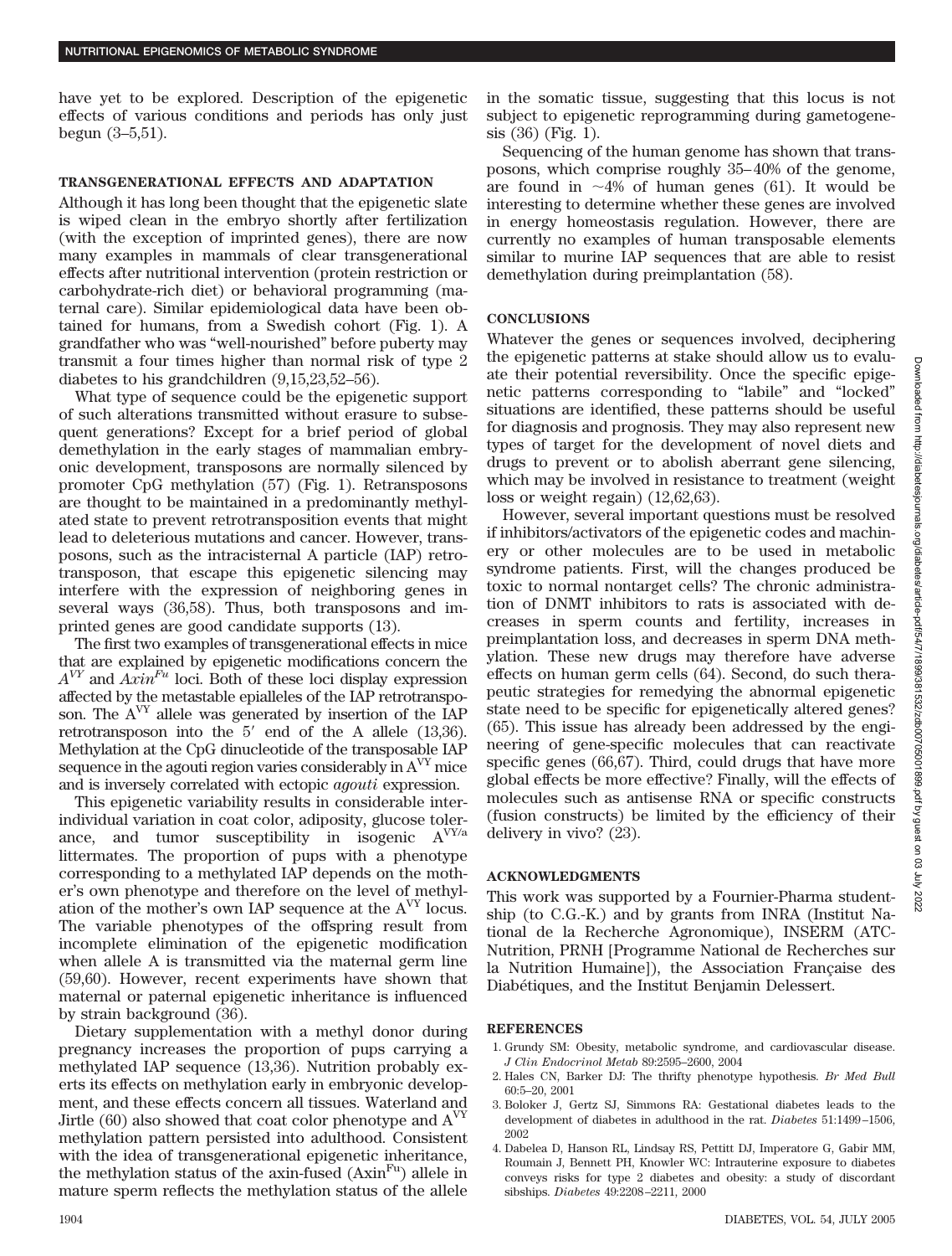have yet to be explored. Description of the epigenetic effects of various conditions and periods has only just begun (3–5,51).

## TRANSGENERATIONAL EFFECTS AND ADAPTATION

Although it has long been thought that the epigenetic slate is wiped clean in the embryo shortly after fertilization (with the exception of imprinted genes), there are now many examples in mammals of clear transgenerational effects after nutritional intervention (protein restriction or carbohydrate-rich diet) or behavioral programming (maternal care). Similar epidemiological data have been obtained for humans, from a Swedish cohort (Fig. 1). A grandfather who was "well-nourished" before puberty may transmit a four times higher than normal risk of type 2 diabetes to his grandchildren (9,15,23,52–56).

What type of sequence could be the epigenetic support of such alterations transmitted without erasure to subsequent generations? Except for a brief period of global demethylation in the early stages of mammalian embryonic development, transposons are normally silenced by promoter CpG methylation (57) (Fig. 1). Retransposons are thought to be maintained in a predominantly methylated state to prevent retrotransposition events that might lead to deleterious mutations and cancer. However, transposons, such as the intracisternal A particle (IAP) retrotransposon, that escape this epigenetic silencing may interfere with the expression of neighboring genes in several ways (36,58). Thus, both transposons and imprinted genes are good candidate supports (13).

The first two examples of transgenerational effects in mice that are explained by epigenetic modifications concern the $A^{VY}$ and $Axin^{Fu}$ loci. Both of these loci display expression affected by the metastable epialleles of the IAP retrotransposon. The $A^{VY}$ allele was generated by insertion of the IAP retrotransposon into the 5′ end of the A allele (13,36). Methylation at the CpG dinucleotide of the transposable IAP sequence in the agouti region varies considerably in $A^{VY}$ mice and is inversely correlated with ectopic *agouti* expression.

This epigenetic variability results in considerable inter-individual variation in coat color, adiposity, glucose tolerance, and tumor susceptibility in isogenic $A^{VY/a}$ littermates. The proportion of pups with a phenotype corresponding to a methylated IAP depends on the mother's own phenotype and therefore on the level of methylation of the mother's own IAP sequence at the $A^{VY}$ locus. The variable phenotypes of the offspring result from incomplete elimination of the epigenetic modification when allele A is transmitted via the maternal germ line (59,60). However, recent experiments have shown that maternal or paternal epigenetic inheritance is influenced by strain background (36).

Dietary supplementation with a methyl donor during pregnancy increases the proportion of pups carrying a methylated IAP sequence (13,36). Nutrition probably exerts its effects on methylation early in embryonic development, and these effects concern all tissues. Waterland and Jirtle (60) also showed that coat color phenotype and $A^{VY}$ methylation pattern persisted into adulthood. Consistent with the idea of transgenerational epigenetic inheritance, the methylation status of the axin-fused ($Axin^{Fu}$) allele in mature sperm reflects the methylation status of the allele in the somatic tissue, suggesting that this locus is not subject to epigenetic reprogramming during gametogenesis (36) (Fig. 1).

Sequencing of the human genome has shown that transposons, which comprise roughly 35–40% of the genome, are found in ~4% of human genes (61). It would be interesting to determine whether these genes are involved in energy homeostasis regulation. However, there are currently no examples of human transposable elements similar to murine IAP sequences that are able to resist demethylation during preimplantation (58).

## CONCLUSIONS

Whatever the genes or sequences involved, deciphering the epigenetic patterns at stake should allow us to evaluate their potential reversibility. Once the specific epigenetic patterns corresponding to "labile" and "locked" situations are identified, these patterns should be useful for diagnosis and prognosis. They may also represent new types of target for the development of novel diets and drugs to prevent or to abolish aberrant gene silencing, which may be involved in resistance to treatment (weight loss or weight regain) (12,62,63).

However, several important questions must be resolved if inhibitors/activators of the epigenetic codes and machinery or other molecules are to be used in metabolic syndrome patients. First, will the changes produced be toxic to normal nontarget cells? The chronic administration of DNMT inhibitors to rats is associated with decreases in sperm counts and fertility, increases in preimplantation loss, and decreases in sperm DNA methylation. These new drugs may therefore have adverse effects on human germ cells (64). Second, do such therapeutic strategies for remedying the abnormal epigenetic state need to be specific for epigenetically altered genes? (65). This issue has already been addressed by the engineering of gene-specific molecules that can reactivate specific genes (66,67). Third, could drugs that have more global effects be more effective? Finally, will the effects of molecules such as antisense RNA or specific constructs (fusion constructs) be limited by the efficiency of their delivery in vivo? (23).

## ACKNOWLEDGMENTS

This work was supported by a Fournier-Pharma studentship (to C.G.-K.) and by grants from INRA (Institut National de la Recherche Agronomique), INSERM (ATC-Nutrition, PRNH [Programme National de Recherches sur la Nutrition Humaine]), the Association Française des Diabétiques, and the Institut Benjamin Delessert.

## REFERENCES

1. Grundy SM: Obesity, metabolic syndrome, and cardiovascular disease. *J Clin Endocrinol Metab* 89:2595–2600, 2004
2. Hales CN, Barker DJ: The thrifty phenotype hypothesis. *Br Med Bull* 60:5–20, 2001
3. Boloker J, Gertz SJ, Simmons RA: Gestational diabetes leads to the development of diabetes in adulthood in the rat. *Diabetes* 51:1499–1506, 2002
4. Dabelea D, Hanson RL, Lindsay RS, Pettitt DJ, Imperatore G, Gabir MM, Roumain J, Bennett PH, Knowler WC: Intrauterine exposure to diabetes conveys risks for type 2 diabetes and obesity: a study of discordant sibships. *Diabetes* 49:2208–2211, 2000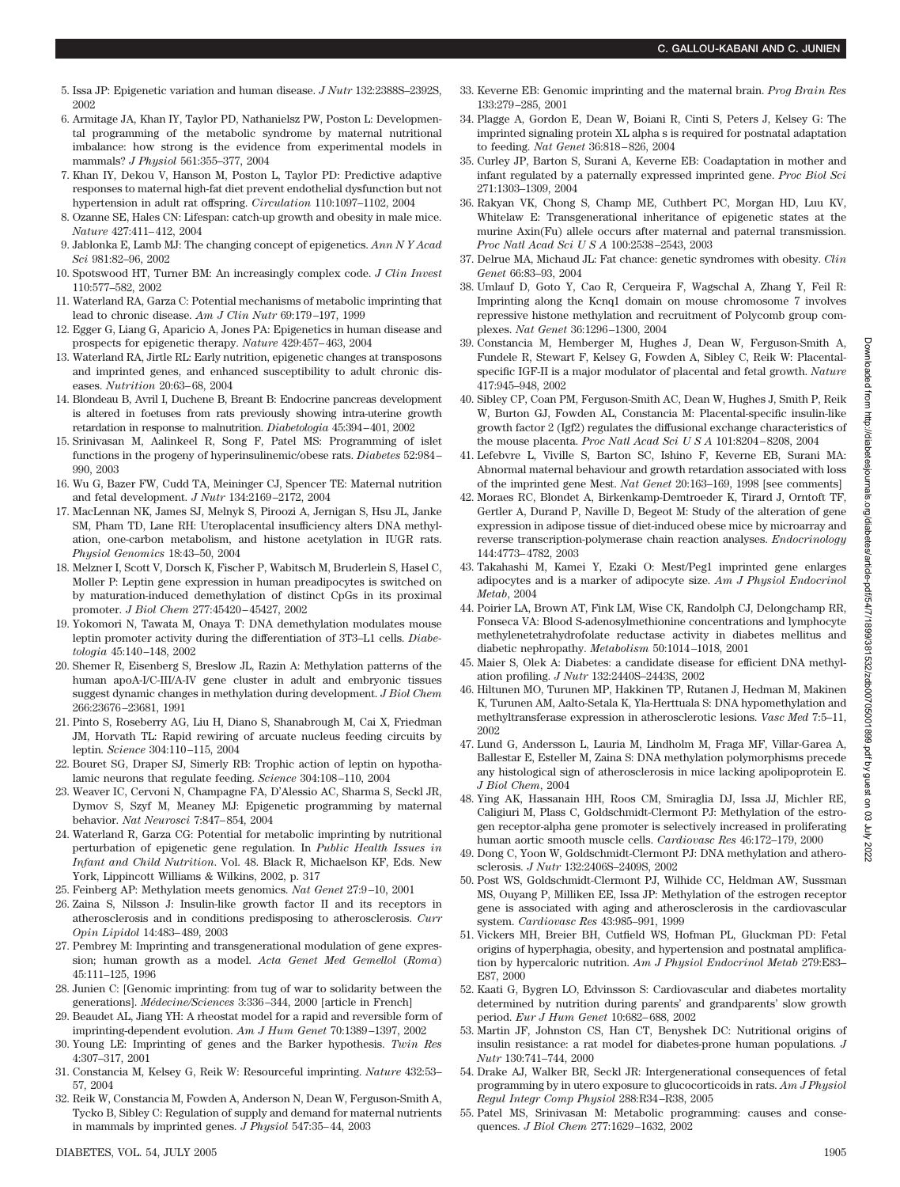5. Issa JP: Epigenetic variation and human disease. *J Nutr* 132:2388S–2392S, 2002
6. Armitage JA, Khan IY, Taylor PD, Nathanielsz PW, Poston L: Developmental programming of the metabolic syndrome by maternal nutritional imbalance: how strong is the evidence from experimental models in mammals? *J Physiol* 561:355–377, 2004
7. Khan IY, Dekou V, Hanson M, Poston L, Taylor PD: Predictive adaptive responses to maternal high-fat diet prevent endothelial dysfunction but not hypertension in adult rat offspring. *Circulation* 110:1097–1102, 2004
8. Ozanne SE, Hales CN: Lifespan: catch-up growth and obesity in male mice. *Nature* 427:411–412, 2004
9. Jablonka E, Lamb MJ: The changing concept of epigenetics. *Ann N Y Acad Sci* 981:82–96, 2002
10. Spotswood HT, Turner BM: An increasingly complex code. *J Clin Invest* 110:577–582, 2002
11. Waterland RA, Garza C: Potential mechanisms of metabolic imprinting that lead to chronic disease. *Am J Clin Nutr* 69:179–197, 1999
12. Egger G, Liang G, Aparicio A, Jones PA: Epigenetics in human disease and prospects for epigenetic therapy. *Nature* 429:457–463, 2004
13. Waterland RA, Jirtle RL: Early nutrition, epigenetic changes at transposons and imprinted genes, and enhanced susceptibility to adult chronic diseases. *Nutrition* 20:63–68, 2004
14. Blondeau B, Avril I, Duchene B, Breant B: Endocrine pancreas development is altered in foetuses from rats previously showing intra-uterine growth retardation in response to malnutrition. *Diabetologia* 45:394–401, 2002
15. Srinivasan M, Aalinkeel R, Song F, Patel MS: Programming of islet functions in the progeny of hyperinsulinemic/obese rats. *Diabetes* 52:984–990, 2003
16. Wu G, Bazer FW, Cudd TA, Meininger CJ, Spencer TE: Maternal nutrition and fetal development. *J Nutr* 134:2169–2172, 2004
17. MacLennan NK, James SJ, Melnyk S, Piroozi A, Jernigan S, Hsu JL, Janke SM, Pham TD, Lane RH: Uteroplacental insufficiency alters DNA methylation, one-carbon metabolism, and histone acetylation in IUGR rats. *Physiol Genomics* 18:43–50, 2004
18. Melzner I, Scott V, Dorsch K, Fischer P, Wabitsch M, Bruderlein S, Hasel C, Moller P: Leptin gene expression in human preadipocytes is switched on by maturation-induced demethylation of distinct CpGs in its proximal promoter. *J Biol Chem* 277:45420–45427, 2002
19. Yokomori N, Tawata M, Onaya T: DNA demethylation modulates mouse leptin promoter activity during the differentiation of 3T3–L1 cells. *Diabetologia* 45:140–148, 2002
20. Shemer R, Eisenberg S, Breslow JL, Razin A: Methylation patterns of the human apoA-I/C-III/A-IV gene cluster in adult and embryonic tissues suggest dynamic changes in methylation during development. *J Biol Chem* 266:23676–23681, 1991
21. Pinto S, Roseberry AG, Liu H, Diano S, Shanabrough M, Cai X, Friedman JM, Horvath TL: Rapid rewiring of arcuate nucleus feeding circuits by leptin. *Science* 304:110–115, 2004
22. Bouret SG, Draper SJ, Simerly RB: Trophic action of leptin on hypothalamic neurons that regulate feeding. *Science* 304:108–110, 2004
23. Weaver IC, Cervoni N, Champagne FA, D'Alessio AC, Sharma S, Seckl JR, Dymov S, Szyf M, Meaney MJ: Epigenetic programming by maternal behavior. *Nat Neurosci* 7:847–854, 2004
24. Waterland R, Garza CG: Potential for metabolic imprinting by nutritional perturbation of epigenetic gene regulation. In *Public Health Issues in Infant and Child Nutrition*. Vol. 48. Black R, Michaelson KF, Eds. New York, Lippincott Williams & Wilkins, 2002, p. 317
25. Feinberg AP: Methylation meets genomics. *Nat Genet* 27:9–10, 2001
26. Zaina S, Nilsson J: Insulin-like growth factor II and its receptors in atherosclerosis and in conditions predisposing to atherosclerosis. *Curr Opin Lipidol* 14:483–489, 2003
27. Pembrey M: Imprinting and transgenerational modulation of gene expression; human growth as a model. *Acta Genet Med Gemellol* (*Roma*) 45:111–125, 1996
28. Junien C: [Genomic imprinting: from tug of war to solidarity between the generations]. *Médecine/Sciences* 3:336–344, 2000 [article in French]
29. Beaudet AL, Jiang YH: A rheostat model for a rapid and reversible form of imprinting-dependent evolution. *Am J Hum Genet* 70:1389–1397, 2002
30. Young LE: Imprinting of genes and the Barker hypothesis. *Twin Res* 4:307–317, 2001
31. Constancia M, Kelsey G, Reik W: Resourceful imprinting. *Nature* 432:53–57, 2004
32. Reik W, Constancia M, Fowden A, Anderson N, Dean W, Ferguson-Smith A, Tycko B, Sibley C: Regulation of supply and demand for maternal nutrients in mammals by imprinted genes. *J Physiol* 547:35–44, 2003
33. Keverne EB: Genomic imprinting and the maternal brain. *Prog Brain Res* 133:279–285, 2001
34. Plagge A, Gordon E, Dean W, Boiani R, Cinti S, Peters J, Kelsey G: The imprinted signaling protein XL alpha s is required for postnatal adaptation to feeding. *Nat Genet* 36:818–826, 2004
35. Curley JP, Barton S, Surani A, Keverne EB: Coadaptation in mother and infant regulated by a paternally expressed imprinted gene. *Proc Biol Sci* 271:1303–1309, 2004
36. Rakyan VK, Chong S, Champ ME, Cuthbert PC, Morgan HD, Luu KV, Whitelaw E: Transgenerational inheritance of epigenetic states at the murine Axin(Fu) allele occurs after maternal and paternal transmission. *Proc Natl Acad Sci U S A* 100:2538–2543, 2003
37. Delrue MA, Michaud JL: Fat chance: genetic syndromes with obesity. *Clin Genet* 66:83–93, 2004
38. Umlauf D, Goto Y, Cao R, Cerqueira F, Wagschal A, Zhang Y, Feil R: Imprinting along the Kcnq1 domain on mouse chromosome 7 involves repressive histone methylation and recruitment of Polycomb group complexes. *Nat Genet* 36:1296–1300, 2004
39. Constancia M, Hemberger M, Hughes J, Dean W, Ferguson-Smith A, Fundele R, Stewart F, Kelsey G, Fowden A, Sibley C, Reik W: Placental-specific IGF-II is a major modulator of placental and fetal growth. *Nature* 417:945–948, 2002
40. Sibley CP, Coan PM, Ferguson-Smith AC, Dean W, Hughes J, Smith P, Reik W, Burton GJ, Fowden AL, Constancia M: Placental-specific insulin-like growth factor 2 (Igf2) regulates the diffusional exchange characteristics of the mouse placenta. *Proc Natl Acad Sci U S A* 101:8204–8208, 2004
41. Lefebvre L, Viville S, Barton SC, Ishino F, Keverne EB, Surani MA: Abnormal maternal behaviour and growth retardation associated with loss of the imprinted gene Mest. *Nat Genet* 20:163–169, 1998 [see comments]
42. Moraes RC, Blondet A, Birkenkamp-Demtroeder K, Tirard J, Orntoft TF, Gertler A, Durand P, Naville D, Begeot M: Study of the alteration of gene expression in adipose tissue of diet-induced obese mice by microarray and reverse transcription-polymerase chain reaction analyses. *Endocrinology* 144:4773–4782, 2003
43. Takahashi M, Kamei Y, Ezaki O: Mest/Peg1 imprinted gene enlarges adipocytes and is a marker of adipocyte size. *Am J Physiol Endocrinol Metab*, 2004
44. Poirier LA, Brown AT, Fink LM, Wise CK, Randolph CJ, Delongchamp RR, Fonseca VA: Blood S-adenosylmethionine concentrations and lymphocyte methylenetetrahydrofolate reductase activity in diabetes mellitus and diabetic nephropathy. *Metabolism* 50:1014–1018, 2001
45. Maier S, Olek A: Diabetes: a candidate disease for efficient DNA methylation profiling. *J Nutr* 132:2440S–2443S, 2002
46. Hiltunen MO, Turunen MP, Hakkinen TP, Rutanen J, Hedman M, Makinen K, Turunen AM, Aalto-Setala K, Yla-Herttuala S: DNA hypomethylation and methyltransferase expression in atherosclerotic lesions. *Vasc Med* 7:5–11, 2002
47. Lund G, Andersson L, Lauria M, Lindholm M, Fraga MF, Villar-Garea A, Ballestar E, Esteller M, Zaina S: DNA methylation polymorphisms precede any histological sign of atherosclerosis in mice lacking apolipoprotein E. *J Biol Chem*, 2004
48. Ying AK, Hassanain HH, Roos CM, Smiraglia DJ, Issa JJ, Michler RE, Caligiuri M, Plass C, Goldschmidt-Clermont PJ: Methylation of the estrogen receptor-alpha gene promoter is selectively increased in proliferating human aortic smooth muscle cells. *Cardiovasc Res* 46:172–179, 2000
49. Dong C, Yoon W, Goldschmidt-Clermont PJ: DNA methylation and atherosclerosis. *J Nutr* 132:2406S–2409S, 2002
50. Post WS, Goldschmidt-Clermont PJ, Wilhide CC, Heldman AW, Sussman MS, Ouyang P, Milliken EE, Issa JP: Methylation of the estrogen receptor gene is associated with aging and atherosclerosis in the cardiovascular system. *Cardiovasc Res* 43:985–991, 1999
51. Vickers MH, Breier BH, Cutfield WS, Hofman PL, Gluckman PD: Fetal origins of hyperphagia, obesity, and hypertension and postnatal amplification by hypercaloric nutrition. *Am J Physiol Endocrinol Metab* 279:E83–E87, 2000
52. Kaati G, Bygren LO, Edvinsson S: Cardiovascular and diabetes mortality determined by nutrition during parents' and grandparents' slow growth period. *Eur J Hum Genet* 10:682–688, 2002
53. Martin JF, Johnston CS, Han CT, Benyshek DC: Nutritional origins of insulin resistance: a rat model for diabetes-prone human populations. *J Nutr* 130:741–744, 2000
54. Drake AJ, Walker BR, Seckl JR: Intergenerational consequences of fetal programming by in utero exposure to glucocorticoids in rats. *Am J Physiol Regul Integr Comp Physiol* 288:R34–R38, 2005
55. Patel MS, Srinivasan M: Metabolic programming: causes and consequences. *J Biol Chem* 277:1629–1632, 2002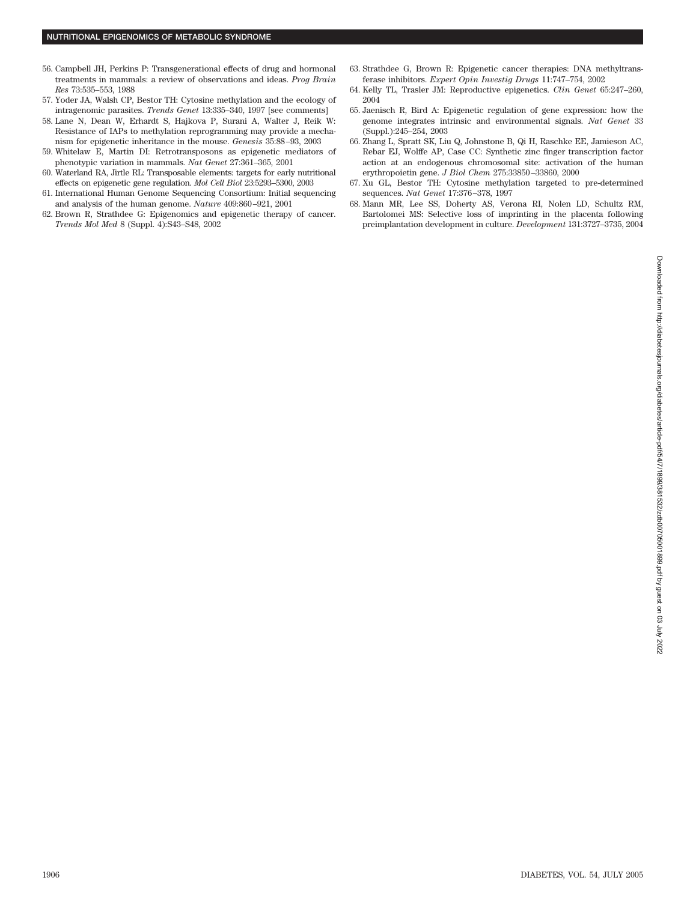56. Campbell JH, Perkins P: Transgenerational effects of drug and hormonal treatments in mammals: a review of observations and ideas. *Prog Brain Res* 73:535–553, 1988
57. Yoder JA, Walsh CP, Bestor TH: Cytosine methylation and the ecology of intragenomic parasites. *Trends Genet* 13:335–340, 1997 [see comments]
58. Lane N, Dean W, Erhardt S, Hajkova P, Surani A, Walter J, Reik W: Resistance of IAPs to methylation reprogramming may provide a mechanism for epigenetic inheritance in the mouse. *Genesis* 35:88–93, 2003
59. Whitelaw E, Martin DI: Retrotransposons as epigenetic mediators of phenotypic variation in mammals. *Nat Genet* 27:361–365, 2001
60. Waterland RA, Jirtle RL: Transposable elements: targets for early nutritional effects on epigenetic gene regulation. *Mol Cell Biol* 23:5293–5300, 2003
61. International Human Genome Sequencing Consortium: Initial sequencing and analysis of the human genome. *Nature* 409:860–921, 2001
62. Brown R, Strathdee G: Epigenomics and epigenetic therapy of cancer. *Trends Mol Med* 8 (Suppl. 4):S43–S48, 2002
63. Strathdee G, Brown R: Epigenetic cancer therapies: DNA methyltransferase inhibitors. *Expert Opin Investig Drugs* 11:747–754, 2002
64. Kelly TL, Trasler JM: Reproductive epigenetics. *Clin Genet* 65:247–260, 2004
65. Jaenisch R, Bird A: Epigenetic regulation of gene expression: how the genome integrates intrinsic and environmental signals. *Nat Genet* 33 (Suppl.):245–254, 2003
66. Zhang L, Spratt SK, Liu Q, Johnstone B, Qi H, Raschke EE, Jamieson AC, Rebar EJ, Wolffe AP, Case CC: Synthetic zinc finger transcription factor action at an endogenous chromosomal site: activation of the human erythropoietin gene. *J Biol Chem* 275:33850–33860, 2000
67. Xu GL, Bestor TH: Cytosine methylation targeted to pre-determined sequences. *Nat Genet* 17:376–378, 1997
68. Mann MR, Lee SS, Doherty AS, Verona RI, Nolen LD, Schultz RM, Bartolomei MS: Selective loss of imprinting in the placenta following preimplantation development in culture. *Development* 131:3727–3735, 2004